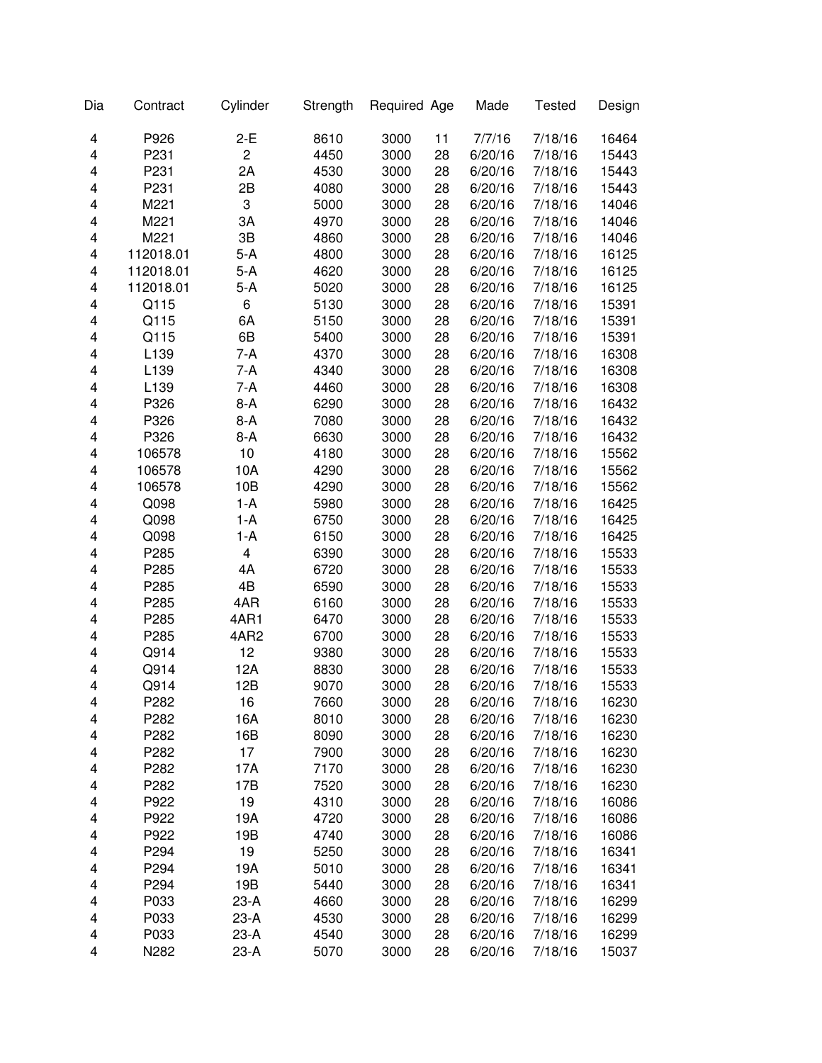| Dia | Contract | Cylinder | Strength | Required | Age | Made | Tested | Design |
|---|---|---|---|---|---|---|---|---|
| 4 | P926 | 2-E | 8610 | 3000 | 11 | 7/7/16 | 7/18/16 | 16464 |
| 4 | P231 | 2 | 4450 | 3000 | 28 | 6/20/16 | 7/18/16 | 15443 |
| 4 | P231 | 2A | 4530 | 3000 | 28 | 6/20/16 | 7/18/16 | 15443 |
| 4 | P231 | 2B | 4080 | 3000 | 28 | 6/20/16 | 7/18/16 | 15443 |
| 4 | M221 | 3 | 5000 | 3000 | 28 | 6/20/16 | 7/18/16 | 14046 |
| 4 | M221 | 3A | 4970 | 3000 | 28 | 6/20/16 | 7/18/16 | 14046 |
| 4 | M221 | 3B | 4860 | 3000 | 28 | 6/20/16 | 7/18/16 | 14046 |
| 4 | 112018.01 | 5-A | 4800 | 3000 | 28 | 6/20/16 | 7/18/16 | 16125 |
| 4 | 112018.01 | 5-A | 4620 | 3000 | 28 | 6/20/16 | 7/18/16 | 16125 |
| 4 | 112018.01 | 5-A | 5020 | 3000 | 28 | 6/20/16 | 7/18/16 | 16125 |
| 4 | Q115 | 6 | 5130 | 3000 | 28 | 6/20/16 | 7/18/16 | 15391 |
| 4 | Q115 | 6A | 5150 | 3000 | 28 | 6/20/16 | 7/18/16 | 15391 |
| 4 | Q115 | 6B | 5400 | 3000 | 28 | 6/20/16 | 7/18/16 | 15391 |
| 4 | L139 | 7-A | 4370 | 3000 | 28 | 6/20/16 | 7/18/16 | 16308 |
| 4 | L139 | 7-A | 4340 | 3000 | 28 | 6/20/16 | 7/18/16 | 16308 |
| 4 | L139 | 7-A | 4460 | 3000 | 28 | 6/20/16 | 7/18/16 | 16308 |
| 4 | P326 | 8-A | 6290 | 3000 | 28 | 6/20/16 | 7/18/16 | 16432 |
| 4 | P326 | 8-A | 7080 | 3000 | 28 | 6/20/16 | 7/18/16 | 16432 |
| 4 | P326 | 8-A | 6630 | 3000 | 28 | 6/20/16 | 7/18/16 | 16432 |
| 4 | 106578 | 10 | 4180 | 3000 | 28 | 6/20/16 | 7/18/16 | 15562 |
| 4 | 106578 | 10A | 4290 | 3000 | 28 | 6/20/16 | 7/18/16 | 15562 |
| 4 | 106578 | 10B | 4290 | 3000 | 28 | 6/20/16 | 7/18/16 | 15562 |
| 4 | Q098 | 1-A | 5980 | 3000 | 28 | 6/20/16 | 7/18/16 | 16425 |
| 4 | Q098 | 1-A | 6750 | 3000 | 28 | 6/20/16 | 7/18/16 | 16425 |
| 4 | Q098 | 1-A | 6150 | 3000 | 28 | 6/20/16 | 7/18/16 | 16425 |
| 4 | P285 | 4 | 6390 | 3000 | 28 | 6/20/16 | 7/18/16 | 15533 |
| 4 | P285 | 4A | 6720 | 3000 | 28 | 6/20/16 | 7/18/16 | 15533 |
| 4 | P285 | 4B | 6590 | 3000 | 28 | 6/20/16 | 7/18/16 | 15533 |
| 4 | P285 | 4AR | 6160 | 3000 | 28 | 6/20/16 | 7/18/16 | 15533 |
| 4 | P285 | 4AR1 | 6470 | 3000 | 28 | 6/20/16 | 7/18/16 | 15533 |
| 4 | P285 | 4AR2 | 6700 | 3000 | 28 | 6/20/16 | 7/18/16 | 15533 |
| 4 | Q914 | 12 | 9380 | 3000 | 28 | 6/20/16 | 7/18/16 | 15533 |
| 4 | Q914 | 12A | 8830 | 3000 | 28 | 6/20/16 | 7/18/16 | 15533 |
| 4 | Q914 | 12B | 9070 | 3000 | 28 | 6/20/16 | 7/18/16 | 15533 |
| 4 | P282 | 16 | 7660 | 3000 | 28 | 6/20/16 | 7/18/16 | 16230 |
| 4 | P282 | 16A | 8010 | 3000 | 28 | 6/20/16 | 7/18/16 | 16230 |
| 4 | P282 | 16B | 8090 | 3000 | 28 | 6/20/16 | 7/18/16 | 16230 |
| 4 | P282 | 17 | 7900 | 3000 | 28 | 6/20/16 | 7/18/16 | 16230 |
| 4 | P282 | 17A | 7170 | 3000 | 28 | 6/20/16 | 7/18/16 | 16230 |
| 4 | P282 | 17B | 7520 | 3000 | 28 | 6/20/16 | 7/18/16 | 16230 |
| 4 | P922 | 19 | 4310 | 3000 | 28 | 6/20/16 | 7/18/16 | 16086 |
| 4 | P922 | 19A | 4720 | 3000 | 28 | 6/20/16 | 7/18/16 | 16086 |
| 4 | P922 | 19B | 4740 | 3000 | 28 | 6/20/16 | 7/18/16 | 16086 |
| 4 | P294 | 19 | 5250 | 3000 | 28 | 6/20/16 | 7/18/16 | 16341 |
| 4 | P294 | 19A | 5010 | 3000 | 28 | 6/20/16 | 7/18/16 | 16341 |
| 4 | P294 | 19B | 5440 | 3000 | 28 | 6/20/16 | 7/18/16 | 16341 |
| 4 | P033 | 23-A | 4660 | 3000 | 28 | 6/20/16 | 7/18/16 | 16299 |
| 4 | P033 | 23-A | 4530 | 3000 | 28 | 6/20/16 | 7/18/16 | 16299 |
| 4 | P033 | 23-A | 4540 | 3000 | 28 | 6/20/16 | 7/18/16 | 16299 |
| 4 | N282 | 23-A | 5070 | 3000 | 28 | 6/20/16 | 7/18/16 | 15037 |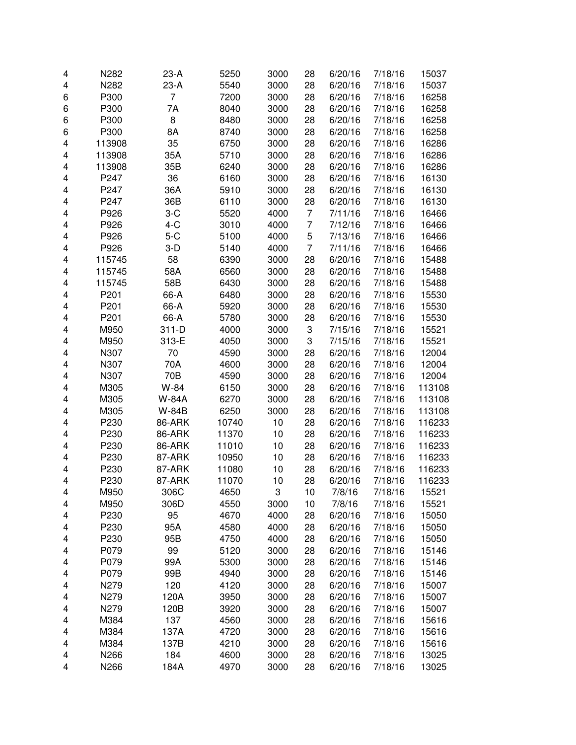| | | | | | | | | |
|---|---|---|---|---|---|---|---|---|
| 4 | N282 | 23-A | 5250 | 3000 | 28 | 6/20/16 | 7/18/16 | 15037 |
| 4 | N282 | 23-A | 5540 | 3000 | 28 | 6/20/16 | 7/18/16 | 15037 |
| 6 | P300 | 7 | 7200 | 3000 | 28 | 6/20/16 | 7/18/16 | 16258 |
| 6 | P300 | 7A | 8040 | 3000 | 28 | 6/20/16 | 7/18/16 | 16258 |
| 6 | P300 | 8 | 8480 | 3000 | 28 | 6/20/16 | 7/18/16 | 16258 |
| 6 | P300 | 8A | 8740 | 3000 | 28 | 6/20/16 | 7/18/16 | 16258 |
| 4 | 113908 | 35 | 6750 | 3000 | 28 | 6/20/16 | 7/18/16 | 16286 |
| 4 | 113908 | 35A | 5710 | 3000 | 28 | 6/20/16 | 7/18/16 | 16286 |
| 4 | 113908 | 35B | 6240 | 3000 | 28 | 6/20/16 | 7/18/16 | 16286 |
| 4 | P247 | 36 | 6160 | 3000 | 28 | 6/20/16 | 7/18/16 | 16130 |
| 4 | P247 | 36A | 5910 | 3000 | 28 | 6/20/16 | 7/18/16 | 16130 |
| 4 | P247 | 36B | 6110 | 3000 | 28 | 6/20/16 | 7/18/16 | 16130 |
| 4 | P926 | 3-C | 5520 | 4000 | 7 | 7/11/16 | 7/18/16 | 16466 |
| 4 | P926 | 4-C | 3010 | 4000 | 7 | 7/12/16 | 7/18/16 | 16466 |
| 4 | P926 | 5-C | 5100 | 4000 | 5 | 7/13/16 | 7/18/16 | 16466 |
| 4 | P926 | 3-D | 5140 | 4000 | 7 | 7/11/16 | 7/18/16 | 16466 |
| 4 | 115745 | 58 | 6390 | 3000 | 28 | 6/20/16 | 7/18/16 | 15488 |
| 4 | 115745 | 58A | 6560 | 3000 | 28 | 6/20/16 | 7/18/16 | 15488 |
| 4 | 115745 | 58B | 6430 | 3000 | 28 | 6/20/16 | 7/18/16 | 15488 |
| 4 | P201 | 66-A | 6480 | 3000 | 28 | 6/20/16 | 7/18/16 | 15530 |
| 4 | P201 | 66-A | 5920 | 3000 | 28 | 6/20/16 | 7/18/16 | 15530 |
| 4 | P201 | 66-A | 5780 | 3000 | 28 | 6/20/16 | 7/18/16 | 15530 |
| 4 | M950 | 311-D | 4000 | 3000 | 3 | 7/15/16 | 7/18/16 | 15521 |
| 4 | M950 | 313-E | 4050 | 3000 | 3 | 7/15/16 | 7/18/16 | 15521 |
| 4 | N307 | 70 | 4590 | 3000 | 28 | 6/20/16 | 7/18/16 | 12004 |
| 4 | N307 | 70A | 4600 | 3000 | 28 | 6/20/16 | 7/18/16 | 12004 |
| 4 | N307 | 70B | 4590 | 3000 | 28 | 6/20/16 | 7/18/16 | 12004 |
| 4 | M305 | W-84 | 6150 | 3000 | 28 | 6/20/16 | 7/18/16 | 113108 |
| 4 | M305 | W-84A | 6270 | 3000 | 28 | 6/20/16 | 7/18/16 | 113108 |
| 4 | M305 | W-84B | 6250 | 3000 | 28 | 6/20/16 | 7/18/16 | 113108 |
| 4 | P230 | 86-ARK | 10740 | 10 | 28 | 6/20/16 | 7/18/16 | 116233 |
| 4 | P230 | 86-ARK | 11370 | 10 | 28 | 6/20/16 | 7/18/16 | 116233 |
| 4 | P230 | 86-ARK | 11010 | 10 | 28 | 6/20/16 | 7/18/16 | 116233 |
| 4 | P230 | 87-ARK | 10950 | 10 | 28 | 6/20/16 | 7/18/16 | 116233 |
| 4 | P230 | 87-ARK | 11080 | 10 | 28 | 6/20/16 | 7/18/16 | 116233 |
| 4 | P230 | 87-ARK | 11070 | 10 | 28 | 6/20/16 | 7/18/16 | 116233 |
| 4 | M950 | 306C | 4650 | 3 | 10 | 7/8/16 | 7/18/16 | 15521 |
| 4 | M950 | 306D | 4550 | 3000 | 10 | 7/8/16 | 7/18/16 | 15521 |
| 4 | P230 | 95 | 4670 | 4000 | 28 | 6/20/16 | 7/18/16 | 15050 |
| 4 | P230 | 95A | 4580 | 4000 | 28 | 6/20/16 | 7/18/16 | 15050 |
| 4 | P230 | 95B | 4750 | 4000 | 28 | 6/20/16 | 7/18/16 | 15050 |
| 4 | P079 | 99 | 5120 | 3000 | 28 | 6/20/16 | 7/18/16 | 15146 |
| 4 | P079 | 99A | 5300 | 3000 | 28 | 6/20/16 | 7/18/16 | 15146 |
| 4 | P079 | 99B | 4940 | 3000 | 28 | 6/20/16 | 7/18/16 | 15146 |
| 4 | N279 | 120 | 4120 | 3000 | 28 | 6/20/16 | 7/18/16 | 15007 |
| 4 | N279 | 120A | 3950 | 3000 | 28 | 6/20/16 | 7/18/16 | 15007 |
| 4 | N279 | 120B | 3920 | 3000 | 28 | 6/20/16 | 7/18/16 | 15007 |
| 4 | M384 | 137 | 4560 | 3000 | 28 | 6/20/16 | 7/18/16 | 15616 |
| 4 | M384 | 137A | 4720 | 3000 | 28 | 6/20/16 | 7/18/16 | 15616 |
| 4 | M384 | 137B | 4210 | 3000 | 28 | 6/20/16 | 7/18/16 | 15616 |
| 4 | N266 | 184 | 4600 | 3000 | 28 | 6/20/16 | 7/18/16 | 13025 |
| 4 | N266 | 184A | 4970 | 3000 | 28 | 6/20/16 | 7/18/16 | 13025 |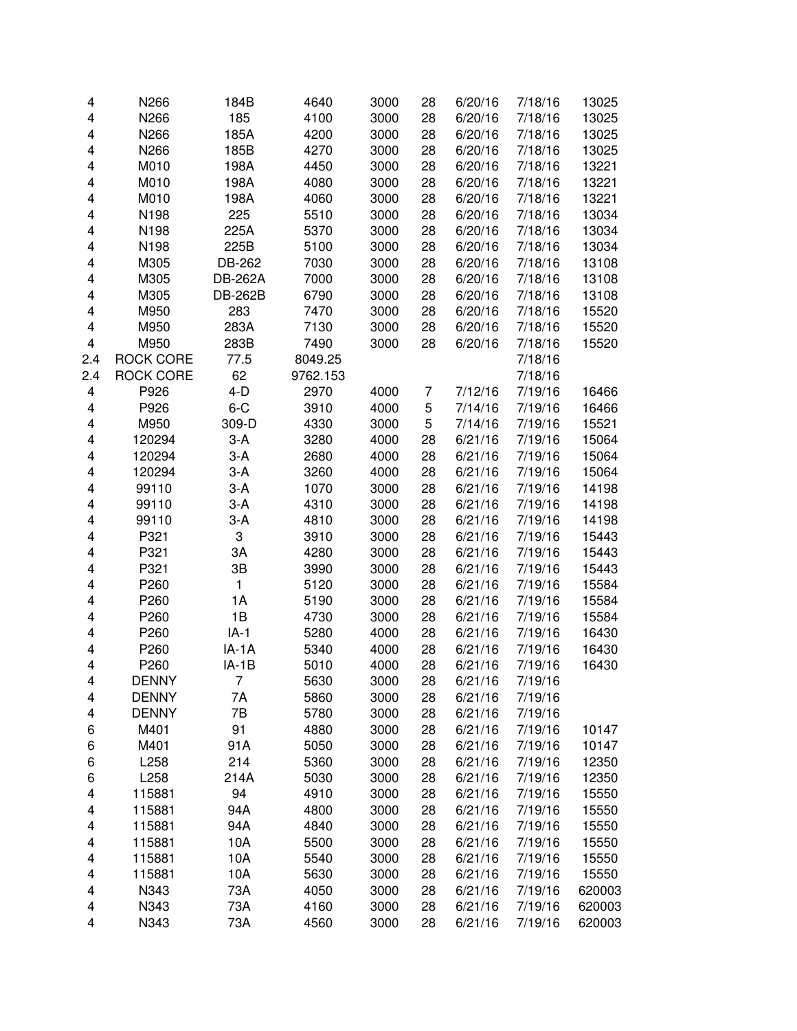| | | | | | | | | |
|---|---|---|---|---|---|---|---|---|
| 4 | N266 | 184B | 4640 | 3000 | 28 | 6/20/16 | 7/18/16 | 13025 |
| 4 | N266 | 185 | 4100 | 3000 | 28 | 6/20/16 | 7/18/16 | 13025 |
| 4 | N266 | 185A | 4200 | 3000 | 28 | 6/20/16 | 7/18/16 | 13025 |
| 4 | N266 | 185B | 4270 | 3000 | 28 | 6/20/16 | 7/18/16 | 13025 |
| 4 | M010 | 198A | 4450 | 3000 | 28 | 6/20/16 | 7/18/16 | 13221 |
| 4 | M010 | 198A | 4080 | 3000 | 28 | 6/20/16 | 7/18/16 | 13221 |
| 4 | M010 | 198A | 4060 | 3000 | 28 | 6/20/16 | 7/18/16 | 13221 |
| 4 | N198 | 225 | 5510 | 3000 | 28 | 6/20/16 | 7/18/16 | 13034 |
| 4 | N198 | 225A | 5370 | 3000 | 28 | 6/20/16 | 7/18/16 | 13034 |
| 4 | N198 | 225B | 5100 | 3000 | 28 | 6/20/16 | 7/18/16 | 13034 |
| 4 | M305 | DB-262 | 7030 | 3000 | 28 | 6/20/16 | 7/18/16 | 13108 |
| 4 | M305 | DB-262A | 7000 | 3000 | 28 | 6/20/16 | 7/18/16 | 13108 |
| 4 | M305 | DB-262B | 6790 | 3000 | 28 | 6/20/16 | 7/18/16 | 13108 |
| 4 | M950 | 283 | 7470 | 3000 | 28 | 6/20/16 | 7/18/16 | 15520 |
| 4 | M950 | 283A | 7130 | 3000 | 28 | 6/20/16 | 7/18/16 | 15520 |
| 4 | M950 | 283B | 7490 | 3000 | 28 | 6/20/16 | 7/18/16 | 15520 |
| 2.4 | ROCK CORE | 77.5 | 8049.25 | | | | 7/18/16 | |
| 2.4 | ROCK CORE | 62 | 9762.153 | | | | 7/18/16 | |
| 4 | P926 | 4-D | 2970 | 4000 | 7 | 7/12/16 | 7/19/16 | 16466 |
| 4 | P926 | 6-C | 3910 | 4000 | 5 | 7/14/16 | 7/19/16 | 16466 |
| 4 | M950 | 309-D | 4330 | 3000 | 5 | 7/14/16 | 7/19/16 | 15521 |
| 4 | 120294 | 3-A | 3280 | 4000 | 28 | 6/21/16 | 7/19/16 | 15064 |
| 4 | 120294 | 3-A | 2680 | 4000 | 28 | 6/21/16 | 7/19/16 | 15064 |
| 4 | 120294 | 3-A | 3260 | 4000 | 28 | 6/21/16 | 7/19/16 | 15064 |
| 4 | 99110 | 3-A | 1070 | 3000 | 28 | 6/21/16 | 7/19/16 | 14198 |
| 4 | 99110 | 3-A | 4310 | 3000 | 28 | 6/21/16 | 7/19/16 | 14198 |
| 4 | 99110 | 3-A | 4810 | 3000 | 28 | 6/21/16 | 7/19/16 | 14198 |
| 4 | P321 | 3 | 3910 | 3000 | 28 | 6/21/16 | 7/19/16 | 15443 |
| 4 | P321 | 3A | 4280 | 3000 | 28 | 6/21/16 | 7/19/16 | 15443 |
| 4 | P321 | 3B | 3990 | 3000 | 28 | 6/21/16 | 7/19/16 | 15443 |
| 4 | P260 | 1 | 5120 | 3000 | 28 | 6/21/16 | 7/19/16 | 15584 |
| 4 | P260 | 1A | 5190 | 3000 | 28 | 6/21/16 | 7/19/16 | 15584 |
| 4 | P260 | 1B | 4730 | 3000 | 28 | 6/21/16 | 7/19/16 | 15584 |
| 4 | P260 | IA-1 | 5280 | 4000 | 28 | 6/21/16 | 7/19/16 | 16430 |
| 4 | P260 | IA-1A | 5340 | 4000 | 28 | 6/21/16 | 7/19/16 | 16430 |
| 4 | P260 | IA-1B | 5010 | 4000 | 28 | 6/21/16 | 7/19/16 | 16430 |
| 4 | DENNY | 7 | 5630 | 3000 | 28 | 6/21/16 | 7/19/16 | |
| 4 | DENNY | 7A | 5860 | 3000 | 28 | 6/21/16 | 7/19/16 | |
| 4 | DENNY | 7B | 5780 | 3000 | 28 | 6/21/16 | 7/19/16 | |
| 6 | M401 | 91 | 4880 | 3000 | 28 | 6/21/16 | 7/19/16 | 10147 |
| 6 | M401 | 91A | 5050 | 3000 | 28 | 6/21/16 | 7/19/16 | 10147 |
| 6 | L258 | 214 | 5360 | 3000 | 28 | 6/21/16 | 7/19/16 | 12350 |
| 6 | L258 | 214A | 5030 | 3000 | 28 | 6/21/16 | 7/19/16 | 12350 |
| 4 | 115881 | 94 | 4910 | 3000 | 28 | 6/21/16 | 7/19/16 | 15550 |
| 4 | 115881 | 94A | 4800 | 3000 | 28 | 6/21/16 | 7/19/16 | 15550 |
| 4 | 115881 | 94A | 4840 | 3000 | 28 | 6/21/16 | 7/19/16 | 15550 |
| 4 | 115881 | 10A | 5500 | 3000 | 28 | 6/21/16 | 7/19/16 | 15550 |
| 4 | 115881 | 10A | 5540 | 3000 | 28 | 6/21/16 | 7/19/16 | 15550 |
| 4 | 115881 | 10A | 5630 | 3000 | 28 | 6/21/16 | 7/19/16 | 15550 |
| 4 | N343 | 73A | 4050 | 3000 | 28 | 6/21/16 | 7/19/16 | 620003 |
| 4 | N343 | 73A | 4160 | 3000 | 28 | 6/21/16 | 7/19/16 | 620003 |
| 4 | N343 | 73A | 4560 | 3000 | 28 | 6/21/16 | 7/19/16 | 620003 |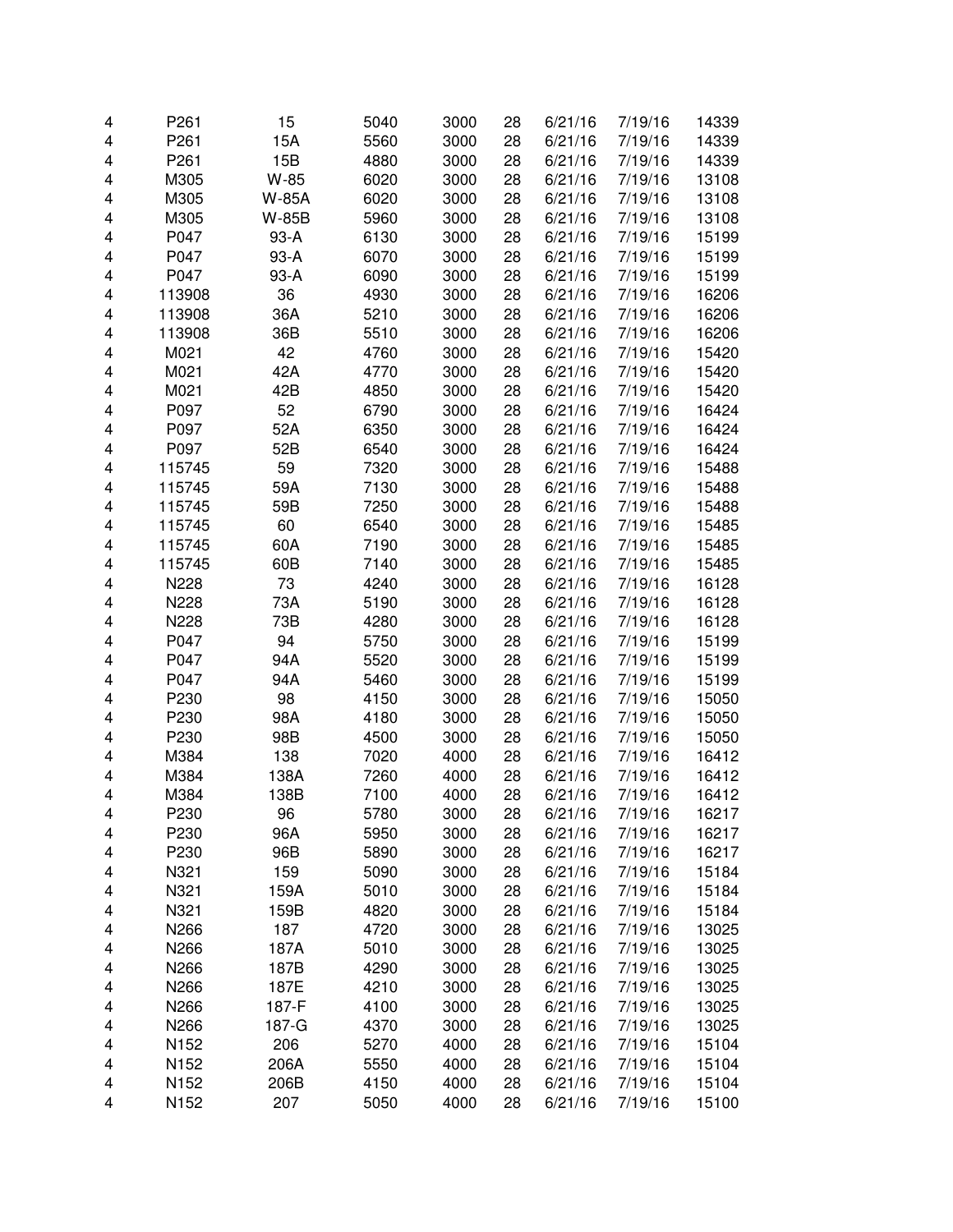| | | | | | | | | |
|---|---|---|---|---|---|---|---|---|
| 4 | P261 | 15 | 5040 | 3000 | 28 | 6/21/16 | 7/19/16 | 14339 |
| 4 | P261 | 15A | 5560 | 3000 | 28 | 6/21/16 | 7/19/16 | 14339 |
| 4 | P261 | 15B | 4880 | 3000 | 28 | 6/21/16 | 7/19/16 | 14339 |
| 4 | M305 | W-85 | 6020 | 3000 | 28 | 6/21/16 | 7/19/16 | 13108 |
| 4 | M305 | W-85A | 6020 | 3000 | 28 | 6/21/16 | 7/19/16 | 13108 |
| 4 | M305 | W-85B | 5960 | 3000 | 28 | 6/21/16 | 7/19/16 | 13108 |
| 4 | P047 | 93-A | 6130 | 3000 | 28 | 6/21/16 | 7/19/16 | 15199 |
| 4 | P047 | 93-A | 6070 | 3000 | 28 | 6/21/16 | 7/19/16 | 15199 |
| 4 | P047 | 93-A | 6090 | 3000 | 28 | 6/21/16 | 7/19/16 | 15199 |
| 4 | 113908 | 36 | 4930 | 3000 | 28 | 6/21/16 | 7/19/16 | 16206 |
| 4 | 113908 | 36A | 5210 | 3000 | 28 | 6/21/16 | 7/19/16 | 16206 |
| 4 | 113908 | 36B | 5510 | 3000 | 28 | 6/21/16 | 7/19/16 | 16206 |
| 4 | M021 | 42 | 4760 | 3000 | 28 | 6/21/16 | 7/19/16 | 15420 |
| 4 | M021 | 42A | 4770 | 3000 | 28 | 6/21/16 | 7/19/16 | 15420 |
| 4 | M021 | 42B | 4850 | 3000 | 28 | 6/21/16 | 7/19/16 | 15420 |
| 4 | P097 | 52 | 6790 | 3000 | 28 | 6/21/16 | 7/19/16 | 16424 |
| 4 | P097 | 52A | 6350 | 3000 | 28 | 6/21/16 | 7/19/16 | 16424 |
| 4 | P097 | 52B | 6540 | 3000 | 28 | 6/21/16 | 7/19/16 | 16424 |
| 4 | 115745 | 59 | 7320 | 3000 | 28 | 6/21/16 | 7/19/16 | 15488 |
| 4 | 115745 | 59A | 7130 | 3000 | 28 | 6/21/16 | 7/19/16 | 15488 |
| 4 | 115745 | 59B | 7250 | 3000 | 28 | 6/21/16 | 7/19/16 | 15488 |
| 4 | 115745 | 60 | 6540 | 3000 | 28 | 6/21/16 | 7/19/16 | 15485 |
| 4 | 115745 | 60A | 7190 | 3000 | 28 | 6/21/16 | 7/19/16 | 15485 |
| 4 | 115745 | 60B | 7140 | 3000 | 28 | 6/21/16 | 7/19/16 | 15485 |
| 4 | N228 | 73 | 4240 | 3000 | 28 | 6/21/16 | 7/19/16 | 16128 |
| 4 | N228 | 73A | 5190 | 3000 | 28 | 6/21/16 | 7/19/16 | 16128 |
| 4 | N228 | 73B | 4280 | 3000 | 28 | 6/21/16 | 7/19/16 | 16128 |
| 4 | P047 | 94 | 5750 | 3000 | 28 | 6/21/16 | 7/19/16 | 15199 |
| 4 | P047 | 94A | 5520 | 3000 | 28 | 6/21/16 | 7/19/16 | 15199 |
| 4 | P047 | 94A | 5460 | 3000 | 28 | 6/21/16 | 7/19/16 | 15199 |
| 4 | P230 | 98 | 4150 | 3000 | 28 | 6/21/16 | 7/19/16 | 15050 |
| 4 | P230 | 98A | 4180 | 3000 | 28 | 6/21/16 | 7/19/16 | 15050 |
| 4 | P230 | 98B | 4500 | 3000 | 28 | 6/21/16 | 7/19/16 | 15050 |
| 4 | M384 | 138 | 7020 | 4000 | 28 | 6/21/16 | 7/19/16 | 16412 |
| 4 | M384 | 138A | 7260 | 4000 | 28 | 6/21/16 | 7/19/16 | 16412 |
| 4 | M384 | 138B | 7100 | 4000 | 28 | 6/21/16 | 7/19/16 | 16412 |
| 4 | P230 | 96 | 5780 | 3000 | 28 | 6/21/16 | 7/19/16 | 16217 |
| 4 | P230 | 96A | 5950 | 3000 | 28 | 6/21/16 | 7/19/16 | 16217 |
| 4 | P230 | 96B | 5890 | 3000 | 28 | 6/21/16 | 7/19/16 | 16217 |
| 4 | N321 | 159 | 5090 | 3000 | 28 | 6/21/16 | 7/19/16 | 15184 |
| 4 | N321 | 159A | 5010 | 3000 | 28 | 6/21/16 | 7/19/16 | 15184 |
| 4 | N321 | 159B | 4820 | 3000 | 28 | 6/21/16 | 7/19/16 | 15184 |
| 4 | N266 | 187 | 4720 | 3000 | 28 | 6/21/16 | 7/19/16 | 13025 |
| 4 | N266 | 187A | 5010 | 3000 | 28 | 6/21/16 | 7/19/16 | 13025 |
| 4 | N266 | 187B | 4290 | 3000 | 28 | 6/21/16 | 7/19/16 | 13025 |
| 4 | N266 | 187E | 4210 | 3000 | 28 | 6/21/16 | 7/19/16 | 13025 |
| 4 | N266 | 187-F | 4100 | 3000 | 28 | 6/21/16 | 7/19/16 | 13025 |
| 4 | N266 | 187-G | 4370 | 3000 | 28 | 6/21/16 | 7/19/16 | 13025 |
| 4 | N152 | 206 | 5270 | 4000 | 28 | 6/21/16 | 7/19/16 | 15104 |
| 4 | N152 | 206A | 5550 | 4000 | 28 | 6/21/16 | 7/19/16 | 15104 |
| 4 | N152 | 206B | 4150 | 4000 | 28 | 6/21/16 | 7/19/16 | 15104 |
| 4 | N152 | 207 | 5050 | 4000 | 28 | 6/21/16 | 7/19/16 | 15100 |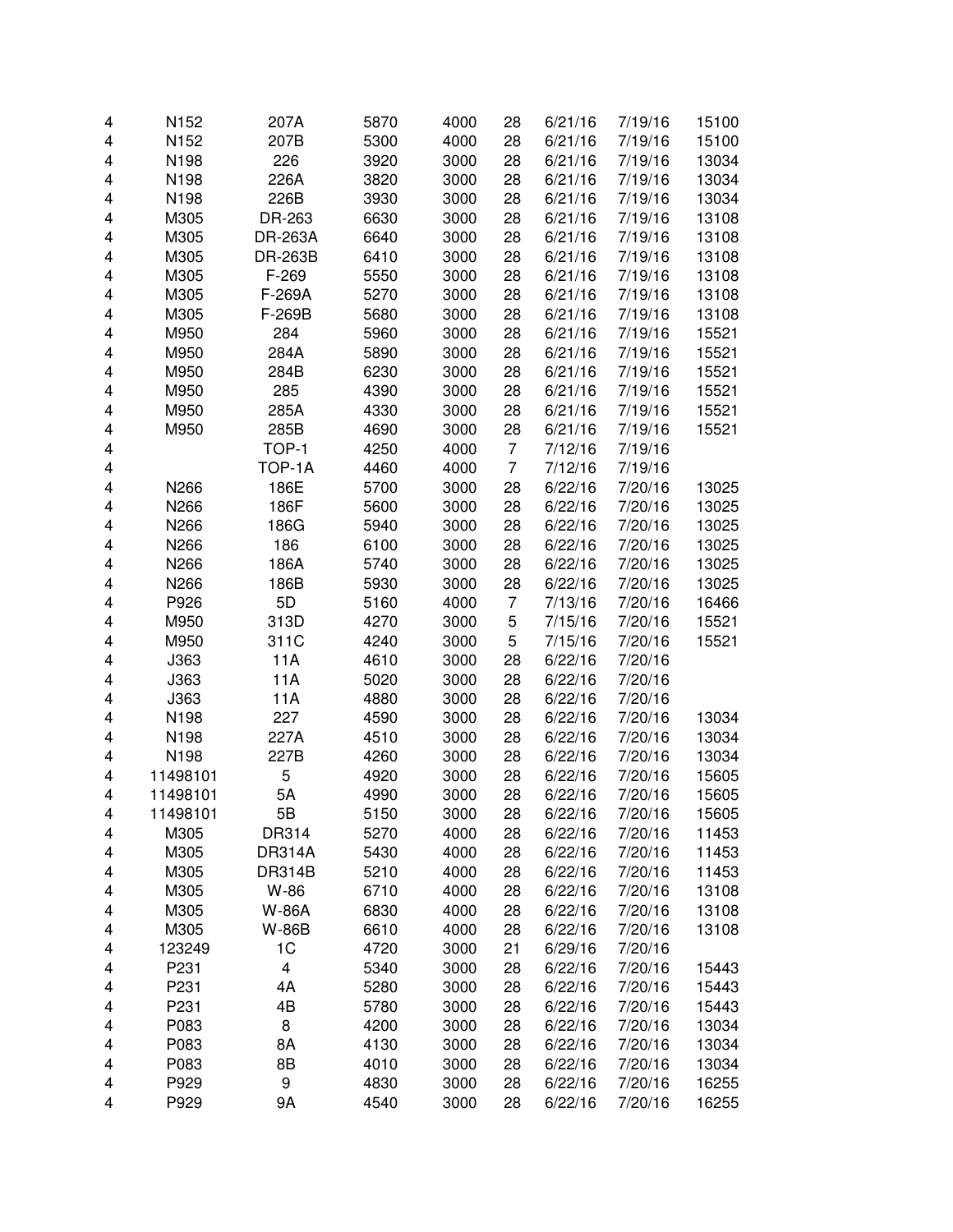| | | | | | | | | |
|---|---|---|---|---|---|---|---|---|
| 4 | N152 | 207A | 5870 | 4000 | 28 | 6/21/16 | 7/19/16 | 15100 |
| 4 | N152 | 207B | 5300 | 4000 | 28 | 6/21/16 | 7/19/16 | 15100 |
| 4 | N198 | 226 | 3920 | 3000 | 28 | 6/21/16 | 7/19/16 | 13034 |
| 4 | N198 | 226A | 3820 | 3000 | 28 | 6/21/16 | 7/19/16 | 13034 |
| 4 | N198 | 226B | 3930 | 3000 | 28 | 6/21/16 | 7/19/16 | 13034 |
| 4 | M305 | DR-263 | 6630 | 3000 | 28 | 6/21/16 | 7/19/16 | 13108 |
| 4 | M305 | DR-263A | 6640 | 3000 | 28 | 6/21/16 | 7/19/16 | 13108 |
| 4 | M305 | DR-263B | 6410 | 3000 | 28 | 6/21/16 | 7/19/16 | 13108 |
| 4 | M305 | F-269 | 5550 | 3000 | 28 | 6/21/16 | 7/19/16 | 13108 |
| 4 | M305 | F-269A | 5270 | 3000 | 28 | 6/21/16 | 7/19/16 | 13108 |
| 4 | M305 | F-269B | 5680 | 3000 | 28 | 6/21/16 | 7/19/16 | 13108 |
| 4 | M950 | 284 | 5960 | 3000 | 28 | 6/21/16 | 7/19/16 | 15521 |
| 4 | M950 | 284A | 5890 | 3000 | 28 | 6/21/16 | 7/19/16 | 15521 |
| 4 | M950 | 284B | 6230 | 3000 | 28 | 6/21/16 | 7/19/16 | 15521 |
| 4 | M950 | 285 | 4390 | 3000 | 28 | 6/21/16 | 7/19/16 | 15521 |
| 4 | M950 | 285A | 4330 | 3000 | 28 | 6/21/16 | 7/19/16 | 15521 |
| 4 | M950 | 285B | 4690 | 3000 | 28 | 6/21/16 | 7/19/16 | 15521 |
| 4 | | TOP-1 | 4250 | 4000 | 7 | 7/12/16 | 7/19/16 | |
| 4 | | TOP-1A | 4460 | 4000 | 7 | 7/12/16 | 7/19/16 | |
| 4 | N266 | 186E | 5700 | 3000 | 28 | 6/22/16 | 7/20/16 | 13025 |
| 4 | N266 | 186F | 5600 | 3000 | 28 | 6/22/16 | 7/20/16 | 13025 |
| 4 | N266 | 186G | 5940 | 3000 | 28 | 6/22/16 | 7/20/16 | 13025 |
| 4 | N266 | 186 | 6100 | 3000 | 28 | 6/22/16 | 7/20/16 | 13025 |
| 4 | N266 | 186A | 5740 | 3000 | 28 | 6/22/16 | 7/20/16 | 13025 |
| 4 | N266 | 186B | 5930 | 3000 | 28 | 6/22/16 | 7/20/16 | 13025 |
| 4 | P926 | 5D | 5160 | 4000 | 7 | 7/13/16 | 7/20/16 | 16466 |
| 4 | M950 | 313D | 4270 | 3000 | 5 | 7/15/16 | 7/20/16 | 15521 |
| 4 | M950 | 311C | 4240 | 3000 | 5 | 7/15/16 | 7/20/16 | 15521 |
| 4 | J363 | 11A | 4610 | 3000 | 28 | 6/22/16 | 7/20/16 | |
| 4 | J363 | 11A | 5020 | 3000 | 28 | 6/22/16 | 7/20/16 | |
| 4 | J363 | 11A | 4880 | 3000 | 28 | 6/22/16 | 7/20/16 | |
| 4 | N198 | 227 | 4590 | 3000 | 28 | 6/22/16 | 7/20/16 | 13034 |
| 4 | N198 | 227A | 4510 | 3000 | 28 | 6/22/16 | 7/20/16 | 13034 |
| 4 | N198 | 227B | 4260 | 3000 | 28 | 6/22/16 | 7/20/16 | 13034 |
| 4 | 11498101 | 5 | 4920 | 3000 | 28 | 6/22/16 | 7/20/16 | 15605 |
| 4 | 11498101 | 5A | 4990 | 3000 | 28 | 6/22/16 | 7/20/16 | 15605 |
| 4 | 11498101 | 5B | 5150 | 3000 | 28 | 6/22/16 | 7/20/16 | 15605 |
| 4 | M305 | DR314 | 5270 | 4000 | 28 | 6/22/16 | 7/20/16 | 11453 |
| 4 | M305 | DR314A | 5430 | 4000 | 28 | 6/22/16 | 7/20/16 | 11453 |
| 4 | M305 | DR314B | 5210 | 4000 | 28 | 6/22/16 | 7/20/16 | 11453 |
| 4 | M305 | W-86 | 6710 | 4000 | 28 | 6/22/16 | 7/20/16 | 13108 |
| 4 | M305 | W-86A | 6830 | 4000 | 28 | 6/22/16 | 7/20/16 | 13108 |
| 4 | M305 | W-86B | 6610 | 4000 | 28 | 6/22/16 | 7/20/16 | 13108 |
| 4 | 123249 | 1C | 4720 | 3000 | 21 | 6/29/16 | 7/20/16 | |
| 4 | P231 | 4 | 5340 | 3000 | 28 | 6/22/16 | 7/20/16 | 15443 |
| 4 | P231 | 4A | 5280 | 3000 | 28 | 6/22/16 | 7/20/16 | 15443 |
| 4 | P231 | 4B | 5780 | 3000 | 28 | 6/22/16 | 7/20/16 | 15443 |
| 4 | P083 | 8 | 4200 | 3000 | 28 | 6/22/16 | 7/20/16 | 13034 |
| 4 | P083 | 8A | 4130 | 3000 | 28 | 6/22/16 | 7/20/16 | 13034 |
| 4 | P083 | 8B | 4010 | 3000 | 28 | 6/22/16 | 7/20/16 | 13034 |
| 4 | P929 | 9 | 4830 | 3000 | 28 | 6/22/16 | 7/20/16 | 16255 |
| 4 | P929 | 9A | 4540 | 3000 | 28 | 6/22/16 | 7/20/16 | 16255 |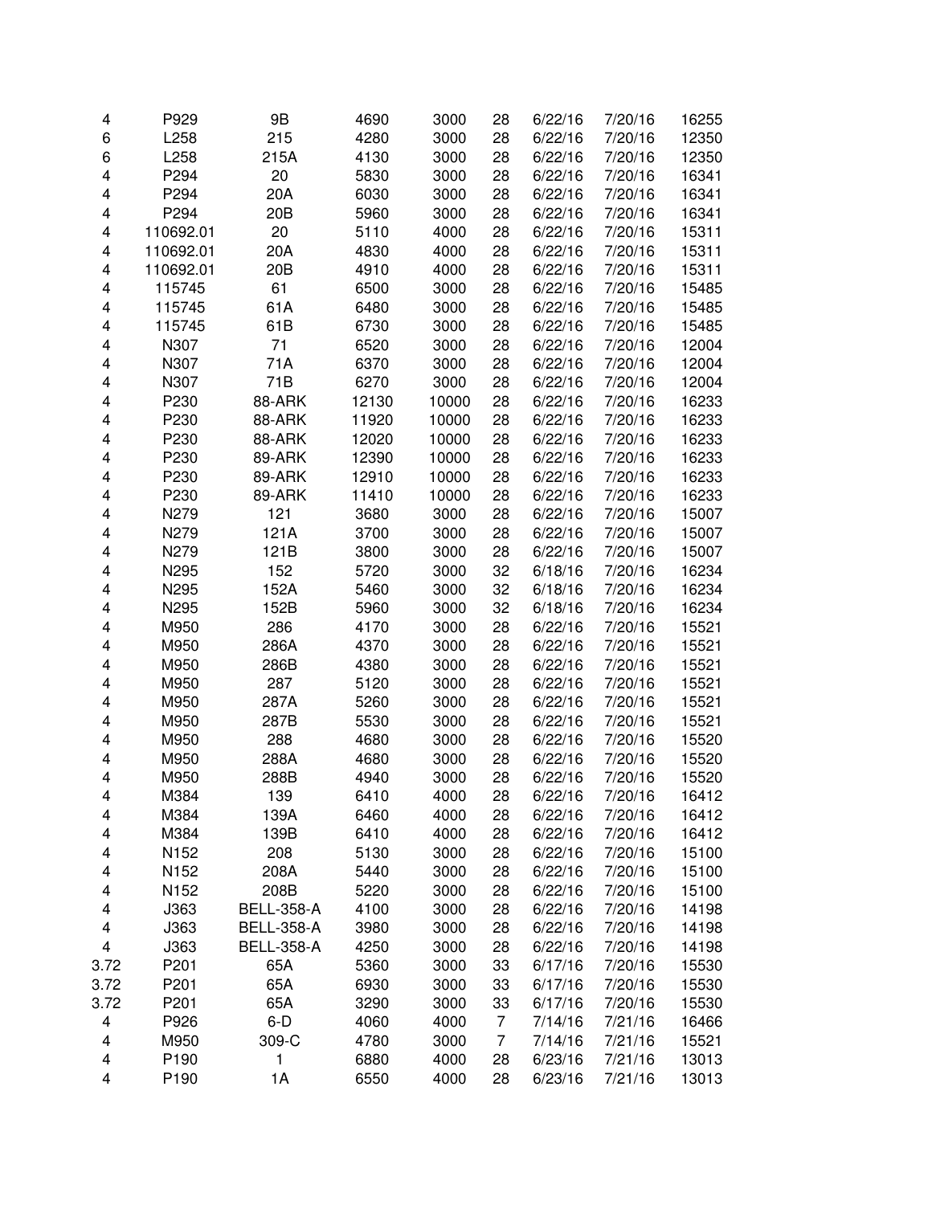| | | | | | | | | |
|---|---|---|---|---|---|---|---|---|
| 4 | P929 | 9B | 4690 | 3000 | 28 | 6/22/16 | 7/20/16 | 16255 |
| 6 | L258 | 215 | 4280 | 3000 | 28 | 6/22/16 | 7/20/16 | 12350 |
| 6 | L258 | 215A | 4130 | 3000 | 28 | 6/22/16 | 7/20/16 | 12350 |
| 4 | P294 | 20 | 5830 | 3000 | 28 | 6/22/16 | 7/20/16 | 16341 |
| 4 | P294 | 20A | 6030 | 3000 | 28 | 6/22/16 | 7/20/16 | 16341 |
| 4 | P294 | 20B | 5960 | 3000 | 28 | 6/22/16 | 7/20/16 | 16341 |
| 4 | 110692.01 | 20 | 5110 | 4000 | 28 | 6/22/16 | 7/20/16 | 15311 |
| 4 | 110692.01 | 20A | 4830 | 4000 | 28 | 6/22/16 | 7/20/16 | 15311 |
| 4 | 110692.01 | 20B | 4910 | 4000 | 28 | 6/22/16 | 7/20/16 | 15311 |
| 4 | 115745 | 61 | 6500 | 3000 | 28 | 6/22/16 | 7/20/16 | 15485 |
| 4 | 115745 | 61A | 6480 | 3000 | 28 | 6/22/16 | 7/20/16 | 15485 |
| 4 | 115745 | 61B | 6730 | 3000 | 28 | 6/22/16 | 7/20/16 | 15485 |
| 4 | N307 | 71 | 6520 | 3000 | 28 | 6/22/16 | 7/20/16 | 12004 |
| 4 | N307 | 71A | 6370 | 3000 | 28 | 6/22/16 | 7/20/16 | 12004 |
| 4 | N307 | 71B | 6270 | 3000 | 28 | 6/22/16 | 7/20/16 | 12004 |
| 4 | P230 | 88-ARK | 12130 | 10000 | 28 | 6/22/16 | 7/20/16 | 16233 |
| 4 | P230 | 88-ARK | 11920 | 10000 | 28 | 6/22/16 | 7/20/16 | 16233 |
| 4 | P230 | 88-ARK | 12020 | 10000 | 28 | 6/22/16 | 7/20/16 | 16233 |
| 4 | P230 | 89-ARK | 12390 | 10000 | 28 | 6/22/16 | 7/20/16 | 16233 |
| 4 | P230 | 89-ARK | 12910 | 10000 | 28 | 6/22/16 | 7/20/16 | 16233 |
| 4 | P230 | 89-ARK | 11410 | 10000 | 28 | 6/22/16 | 7/20/16 | 16233 |
| 4 | N279 | 121 | 3680 | 3000 | 28 | 6/22/16 | 7/20/16 | 15007 |
| 4 | N279 | 121A | 3700 | 3000 | 28 | 6/22/16 | 7/20/16 | 15007 |
| 4 | N279 | 121B | 3800 | 3000 | 28 | 6/22/16 | 7/20/16 | 15007 |
| 4 | N295 | 152 | 5720 | 3000 | 32 | 6/18/16 | 7/20/16 | 16234 |
| 4 | N295 | 152A | 5460 | 3000 | 32 | 6/18/16 | 7/20/16 | 16234 |
| 4 | N295 | 152B | 5960 | 3000 | 32 | 6/18/16 | 7/20/16 | 16234 |
| 4 | M950 | 286 | 4170 | 3000 | 28 | 6/22/16 | 7/20/16 | 15521 |
| 4 | M950 | 286A | 4370 | 3000 | 28 | 6/22/16 | 7/20/16 | 15521 |
| 4 | M950 | 286B | 4380 | 3000 | 28 | 6/22/16 | 7/20/16 | 15521 |
| 4 | M950 | 287 | 5120 | 3000 | 28 | 6/22/16 | 7/20/16 | 15521 |
| 4 | M950 | 287A | 5260 | 3000 | 28 | 6/22/16 | 7/20/16 | 15521 |
| 4 | M950 | 287B | 5530 | 3000 | 28 | 6/22/16 | 7/20/16 | 15521 |
| 4 | M950 | 288 | 4680 | 3000 | 28 | 6/22/16 | 7/20/16 | 15520 |
| 4 | M950 | 288A | 4680 | 3000 | 28 | 6/22/16 | 7/20/16 | 15520 |
| 4 | M950 | 288B | 4940 | 3000 | 28 | 6/22/16 | 7/20/16 | 15520 |
| 4 | M384 | 139 | 6410 | 4000 | 28 | 6/22/16 | 7/20/16 | 16412 |
| 4 | M384 | 139A | 6460 | 4000 | 28 | 6/22/16 | 7/20/16 | 16412 |
| 4 | M384 | 139B | 6410 | 4000 | 28 | 6/22/16 | 7/20/16 | 16412 |
| 4 | N152 | 208 | 5130 | 3000 | 28 | 6/22/16 | 7/20/16 | 15100 |
| 4 | N152 | 208A | 5440 | 3000 | 28 | 6/22/16 | 7/20/16 | 15100 |
| 4 | N152 | 208B | 5220 | 3000 | 28 | 6/22/16 | 7/20/16 | 15100 |
| 4 | J363 | BELL-358-A | 4100 | 3000 | 28 | 6/22/16 | 7/20/16 | 14198 |
| 4 | J363 | BELL-358-A | 3980 | 3000 | 28 | 6/22/16 | 7/20/16 | 14198 |
| 4 | J363 | BELL-358-A | 4250 | 3000 | 28 | 6/22/16 | 7/20/16 | 14198 |
| 3.72 | P201 | 65A | 5360 | 3000 | 33 | 6/17/16 | 7/20/16 | 15530 |
| 3.72 | P201 | 65A | 6930 | 3000 | 33 | 6/17/16 | 7/20/16 | 15530 |
| 3.72 | P201 | 65A | 3290 | 3000 | 33 | 6/17/16 | 7/20/16 | 15530 |
| 4 | P926 | 6-D | 4060 | 4000 | 7 | 7/14/16 | 7/21/16 | 16466 |
| 4 | M950 | 309-C | 4780 | 3000 | 7 | 7/14/16 | 7/21/16 | 15521 |
| 4 | P190 | 1 | 6880 | 4000 | 28 | 6/23/16 | 7/21/16 | 13013 |
| 4 | P190 | 1A | 6550 | 4000 | 28 | 6/23/16 | 7/21/16 | 13013 |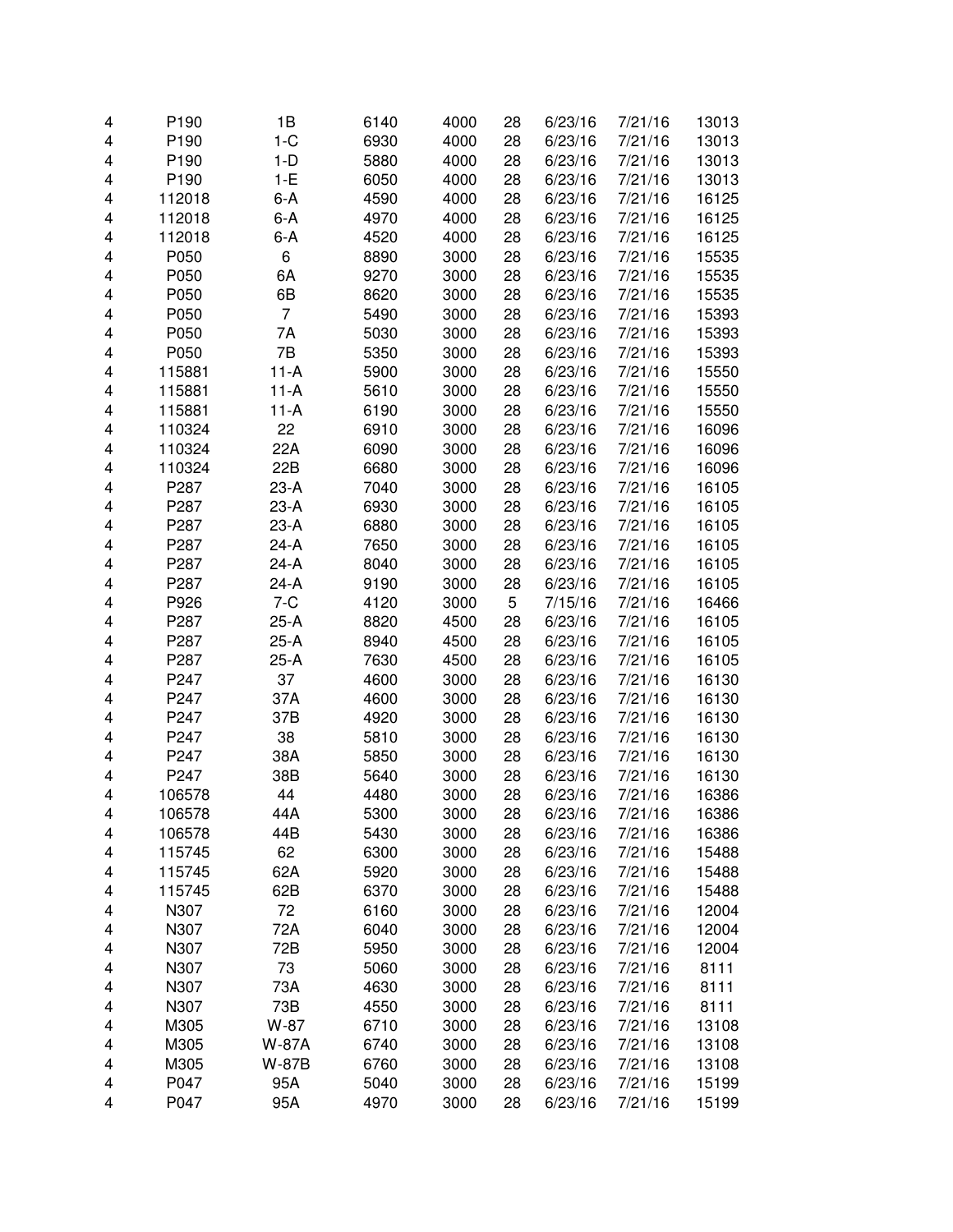| | | | | | | | | |
|---|---|---|---|---|---|---|---|---|
| 4 | P190 | 1B | 6140 | 4000 | 28 | 6/23/16 | 7/21/16 | 13013 |
| 4 | P190 | 1-C | 6930 | 4000 | 28 | 6/23/16 | 7/21/16 | 13013 |
| 4 | P190 | 1-D | 5880 | 4000 | 28 | 6/23/16 | 7/21/16 | 13013 |
| 4 | P190 | 1-E | 6050 | 4000 | 28 | 6/23/16 | 7/21/16 | 13013 |
| 4 | 112018 | 6-A | 4590 | 4000 | 28 | 6/23/16 | 7/21/16 | 16125 |
| 4 | 112018 | 6-A | 4970 | 4000 | 28 | 6/23/16 | 7/21/16 | 16125 |
| 4 | 112018 | 6-A | 4520 | 4000 | 28 | 6/23/16 | 7/21/16 | 16125 |
| 4 | P050 | 6 | 8890 | 3000 | 28 | 6/23/16 | 7/21/16 | 15535 |
| 4 | P050 | 6A | 9270 | 3000 | 28 | 6/23/16 | 7/21/16 | 15535 |
| 4 | P050 | 6B | 8620 | 3000 | 28 | 6/23/16 | 7/21/16 | 15535 |
| 4 | P050 | 7 | 5490 | 3000 | 28 | 6/23/16 | 7/21/16 | 15393 |
| 4 | P050 | 7A | 5030 | 3000 | 28 | 6/23/16 | 7/21/16 | 15393 |
| 4 | P050 | 7B | 5350 | 3000 | 28 | 6/23/16 | 7/21/16 | 15393 |
| 4 | 115881 | 11-A | 5900 | 3000 | 28 | 6/23/16 | 7/21/16 | 15550 |
| 4 | 115881 | 11-A | 5610 | 3000 | 28 | 6/23/16 | 7/21/16 | 15550 |
| 4 | 115881 | 11-A | 6190 | 3000 | 28 | 6/23/16 | 7/21/16 | 15550 |
| 4 | 110324 | 22 | 6910 | 3000 | 28 | 6/23/16 | 7/21/16 | 16096 |
| 4 | 110324 | 22A | 6090 | 3000 | 28 | 6/23/16 | 7/21/16 | 16096 |
| 4 | 110324 | 22B | 6680 | 3000 | 28 | 6/23/16 | 7/21/16 | 16096 |
| 4 | P287 | 23-A | 7040 | 3000 | 28 | 6/23/16 | 7/21/16 | 16105 |
| 4 | P287 | 23-A | 6930 | 3000 | 28 | 6/23/16 | 7/21/16 | 16105 |
| 4 | P287 | 23-A | 6880 | 3000 | 28 | 6/23/16 | 7/21/16 | 16105 |
| 4 | P287 | 24-A | 7650 | 3000 | 28 | 6/23/16 | 7/21/16 | 16105 |
| 4 | P287 | 24-A | 8040 | 3000 | 28 | 6/23/16 | 7/21/16 | 16105 |
| 4 | P287 | 24-A | 9190 | 3000 | 28 | 6/23/16 | 7/21/16 | 16105 |
| 4 | P926 | 7-C | 4120 | 3000 | 5 | 7/15/16 | 7/21/16 | 16466 |
| 4 | P287 | 25-A | 8820 | 4500 | 28 | 6/23/16 | 7/21/16 | 16105 |
| 4 | P287 | 25-A | 8940 | 4500 | 28 | 6/23/16 | 7/21/16 | 16105 |
| 4 | P287 | 25-A | 7630 | 4500 | 28 | 6/23/16 | 7/21/16 | 16105 |
| 4 | P247 | 37 | 4600 | 3000 | 28 | 6/23/16 | 7/21/16 | 16130 |
| 4 | P247 | 37A | 4600 | 3000 | 28 | 6/23/16 | 7/21/16 | 16130 |
| 4 | P247 | 37B | 4920 | 3000 | 28 | 6/23/16 | 7/21/16 | 16130 |
| 4 | P247 | 38 | 5810 | 3000 | 28 | 6/23/16 | 7/21/16 | 16130 |
| 4 | P247 | 38A | 5850 | 3000 | 28 | 6/23/16 | 7/21/16 | 16130 |
| 4 | P247 | 38B | 5640 | 3000 | 28 | 6/23/16 | 7/21/16 | 16130 |
| 4 | 106578 | 44 | 4480 | 3000 | 28 | 6/23/16 | 7/21/16 | 16386 |
| 4 | 106578 | 44A | 5300 | 3000 | 28 | 6/23/16 | 7/21/16 | 16386 |
| 4 | 106578 | 44B | 5430 | 3000 | 28 | 6/23/16 | 7/21/16 | 16386 |
| 4 | 115745 | 62 | 6300 | 3000 | 28 | 6/23/16 | 7/21/16 | 15488 |
| 4 | 115745 | 62A | 5920 | 3000 | 28 | 6/23/16 | 7/21/16 | 15488 |
| 4 | 115745 | 62B | 6370 | 3000 | 28 | 6/23/16 | 7/21/16 | 15488 |
| 4 | N307 | 72 | 6160 | 3000 | 28 | 6/23/16 | 7/21/16 | 12004 |
| 4 | N307 | 72A | 6040 | 3000 | 28 | 6/23/16 | 7/21/16 | 12004 |
| 4 | N307 | 72B | 5950 | 3000 | 28 | 6/23/16 | 7/21/16 | 12004 |
| 4 | N307 | 73 | 5060 | 3000 | 28 | 6/23/16 | 7/21/16 | 8111 |
| 4 | N307 | 73A | 4630 | 3000 | 28 | 6/23/16 | 7/21/16 | 8111 |
| 4 | N307 | 73B | 4550 | 3000 | 28 | 6/23/16 | 7/21/16 | 8111 |
| 4 | M305 | W-87 | 6710 | 3000 | 28 | 6/23/16 | 7/21/16 | 13108 |
| 4 | M305 | W-87A | 6740 | 3000 | 28 | 6/23/16 | 7/21/16 | 13108 |
| 4 | M305 | W-87B | 6760 | 3000 | 28 | 6/23/16 | 7/21/16 | 13108 |
| 4 | P047 | 95A | 5040 | 3000 | 28 | 6/23/16 | 7/21/16 | 15199 |
| 4 | P047 | 95A | 4970 | 3000 | 28 | 6/23/16 | 7/21/16 | 15199 |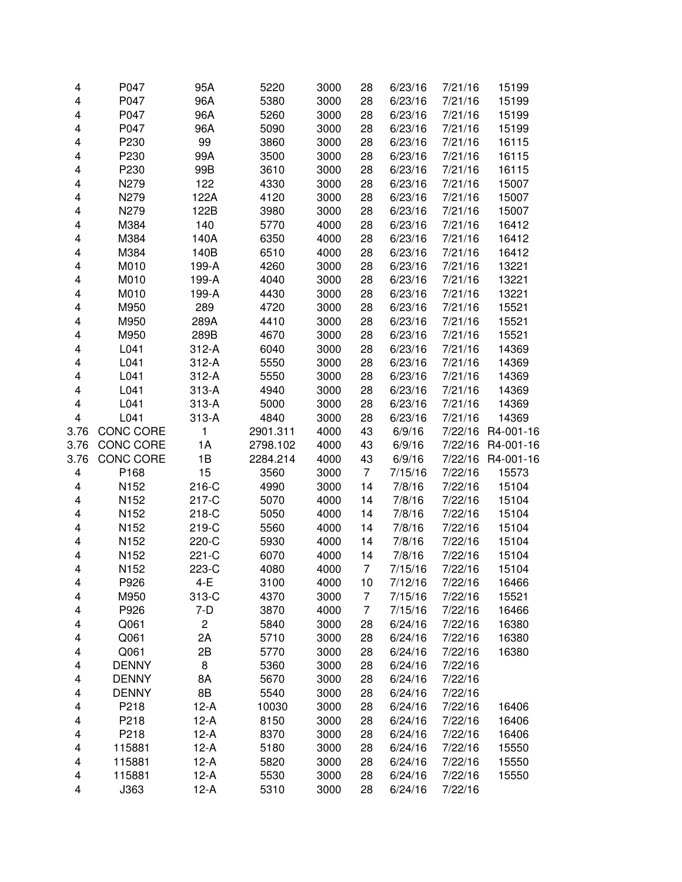| | | | | | | | | |
|---|---|---|---|---|---|---|---|---|
| 4 | P047 | 95A | 5220 | 3000 | 28 | 6/23/16 | 7/21/16 | 15199 |
| 4 | P047 | 96A | 5380 | 3000 | 28 | 6/23/16 | 7/21/16 | 15199 |
| 4 | P047 | 96A | 5260 | 3000 | 28 | 6/23/16 | 7/21/16 | 15199 |
| 4 | P047 | 96A | 5090 | 3000 | 28 | 6/23/16 | 7/21/16 | 15199 |
| 4 | P230 | 99 | 3860 | 3000 | 28 | 6/23/16 | 7/21/16 | 16115 |
| 4 | P230 | 99A | 3500 | 3000 | 28 | 6/23/16 | 7/21/16 | 16115 |
| 4 | P230 | 99B | 3610 | 3000 | 28 | 6/23/16 | 7/21/16 | 16115 |
| 4 | N279 | 122 | 4330 | 3000 | 28 | 6/23/16 | 7/21/16 | 15007 |
| 4 | N279 | 122A | 4120 | 3000 | 28 | 6/23/16 | 7/21/16 | 15007 |
| 4 | N279 | 122B | 3980 | 3000 | 28 | 6/23/16 | 7/21/16 | 15007 |
| 4 | M384 | 140 | 5770 | 4000 | 28 | 6/23/16 | 7/21/16 | 16412 |
| 4 | M384 | 140A | 6350 | 4000 | 28 | 6/23/16 | 7/21/16 | 16412 |
| 4 | M384 | 140B | 6510 | 4000 | 28 | 6/23/16 | 7/21/16 | 16412 |
| 4 | M010 | 199-A | 4260 | 3000 | 28 | 6/23/16 | 7/21/16 | 13221 |
| 4 | M010 | 199-A | 4040 | 3000 | 28 | 6/23/16 | 7/21/16 | 13221 |
| 4 | M010 | 199-A | 4430 | 3000 | 28 | 6/23/16 | 7/21/16 | 13221 |
| 4 | M950 | 289 | 4720 | 3000 | 28 | 6/23/16 | 7/21/16 | 15521 |
| 4 | M950 | 289A | 4410 | 3000 | 28 | 6/23/16 | 7/21/16 | 15521 |
| 4 | M950 | 289B | 4670 | 3000 | 28 | 6/23/16 | 7/21/16 | 15521 |
| 4 | L041 | 312-A | 6040 | 3000 | 28 | 6/23/16 | 7/21/16 | 14369 |
| 4 | L041 | 312-A | 5550 | 3000 | 28 | 6/23/16 | 7/21/16 | 14369 |
| 4 | L041 | 312-A | 5550 | 3000 | 28 | 6/23/16 | 7/21/16 | 14369 |
| 4 | L041 | 313-A | 4940 | 3000 | 28 | 6/23/16 | 7/21/16 | 14369 |
| 4 | L041 | 313-A | 5000 | 3000 | 28 | 6/23/16 | 7/21/16 | 14369 |
| 4 | L041 | 313-A | 4840 | 3000 | 28 | 6/23/16 | 7/21/16 | 14369 |
| 3.76 | CONC CORE | 1 | 2901.311 | 4000 | 43 | 6/9/16 | 7/22/16 | R4-001-16 |
| 3.76 | CONC CORE | 1A | 2798.102 | 4000 | 43 | 6/9/16 | 7/22/16 | R4-001-16 |
| 3.76 | CONC CORE | 1B | 2284.214 | 4000 | 43 | 6/9/16 | 7/22/16 | R4-001-16 |
| 4 | P168 | 15 | 3560 | 3000 | 7 | 7/15/16 | 7/22/16 | 15573 |
| 4 | N152 | 216-C | 4990 | 3000 | 14 | 7/8/16 | 7/22/16 | 15104 |
| 4 | N152 | 217-C | 5070 | 4000 | 14 | 7/8/16 | 7/22/16 | 15104 |
| 4 | N152 | 218-C | 5050 | 4000 | 14 | 7/8/16 | 7/22/16 | 15104 |
| 4 | N152 | 219-C | 5560 | 4000 | 14 | 7/8/16 | 7/22/16 | 15104 |
| 4 | N152 | 220-C | 5930 | 4000 | 14 | 7/8/16 | 7/22/16 | 15104 |
| 4 | N152 | 221-C | 6070 | 4000 | 14 | 7/8/16 | 7/22/16 | 15104 |
| 4 | N152 | 223-C | 4080 | 4000 | 7 | 7/15/16 | 7/22/16 | 15104 |
| 4 | P926 | 4-E | 3100 | 4000 | 10 | 7/12/16 | 7/22/16 | 16466 |
| 4 | M950 | 313-C | 4370 | 3000 | 7 | 7/15/16 | 7/22/16 | 15521 |
| 4 | P926 | 7-D | 3870 | 4000 | 7 | 7/15/16 | 7/22/16 | 16466 |
| 4 | Q061 | 2 | 5840 | 3000 | 28 | 6/24/16 | 7/22/16 | 16380 |
| 4 | Q061 | 2A | 5710 | 3000 | 28 | 6/24/16 | 7/22/16 | 16380 |
| 4 | Q061 | 2B | 5770 | 3000 | 28 | 6/24/16 | 7/22/16 | 16380 |
| 4 | DENNY | 8 | 5360 | 3000 | 28 | 6/24/16 | 7/22/16 | |
| 4 | DENNY | 8A | 5670 | 3000 | 28 | 6/24/16 | 7/22/16 | |
| 4 | DENNY | 8B | 5540 | 3000 | 28 | 6/24/16 | 7/22/16 | |
| 4 | P218 | 12-A | 10030 | 3000 | 28 | 6/24/16 | 7/22/16 | 16406 |
| 4 | P218 | 12-A | 8150 | 3000 | 28 | 6/24/16 | 7/22/16 | 16406 |
| 4 | P218 | 12-A | 8370 | 3000 | 28 | 6/24/16 | 7/22/16 | 16406 |
| 4 | 115881 | 12-A | 5180 | 3000 | 28 | 6/24/16 | 7/22/16 | 15550 |
| 4 | 115881 | 12-A | 5820 | 3000 | 28 | 6/24/16 | 7/22/16 | 15550 |
| 4 | 115881 | 12-A | 5530 | 3000 | 28 | 6/24/16 | 7/22/16 | 15550 |
| 4 | J363 | 12-A | 5310 | 3000 | 28 | 6/24/16 | 7/22/16 | |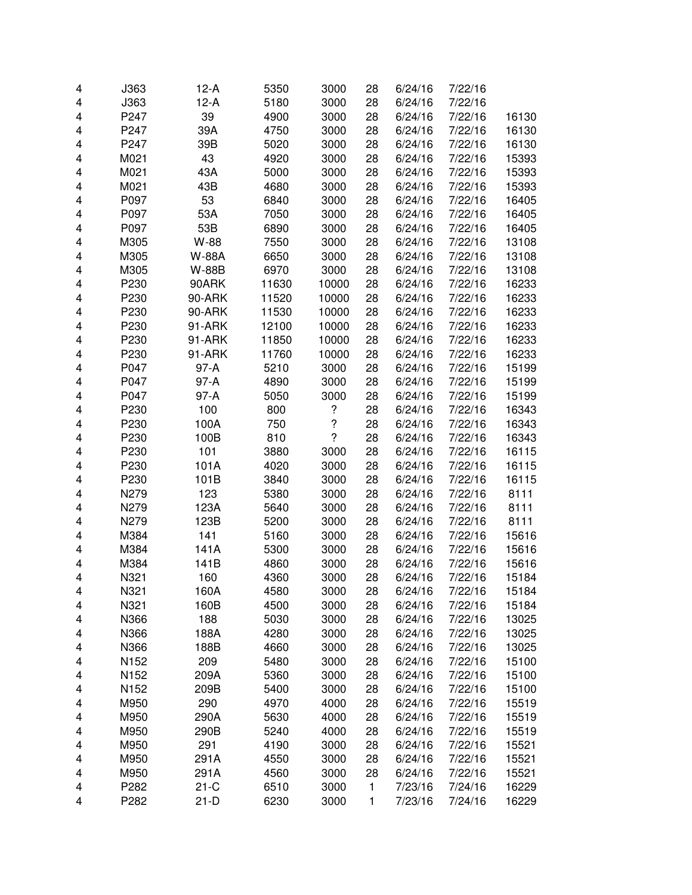| | | | | | | | | |
|---|---|---|---|---|---|---|---|---|
| 4 | J363 | 12-A | 5350 | 3000 | 28 | 6/24/16 | 7/22/16 | |
| 4 | J363 | 12-A | 5180 | 3000 | 28 | 6/24/16 | 7/22/16 | |
| 4 | P247 | 39 | 4900 | 3000 | 28 | 6/24/16 | 7/22/16 | 16130 |
| 4 | P247 | 39A | 4750 | 3000 | 28 | 6/24/16 | 7/22/16 | 16130 |
| 4 | P247 | 39B | 5020 | 3000 | 28 | 6/24/16 | 7/22/16 | 16130 |
| 4 | M021 | 43 | 4920 | 3000 | 28 | 6/24/16 | 7/22/16 | 15393 |
| 4 | M021 | 43A | 5000 | 3000 | 28 | 6/24/16 | 7/22/16 | 15393 |
| 4 | M021 | 43B | 4680 | 3000 | 28 | 6/24/16 | 7/22/16 | 15393 |
| 4 | P097 | 53 | 6840 | 3000 | 28 | 6/24/16 | 7/22/16 | 16405 |
| 4 | P097 | 53A | 7050 | 3000 | 28 | 6/24/16 | 7/22/16 | 16405 |
| 4 | P097 | 53B | 6890 | 3000 | 28 | 6/24/16 | 7/22/16 | 16405 |
| 4 | M305 | W-88 | 7550 | 3000 | 28 | 6/24/16 | 7/22/16 | 13108 |
| 4 | M305 | W-88A | 6650 | 3000 | 28 | 6/24/16 | 7/22/16 | 13108 |
| 4 | M305 | W-88B | 6970 | 3000 | 28 | 6/24/16 | 7/22/16 | 13108 |
| 4 | P230 | 90ARK | 11630 | 10000 | 28 | 6/24/16 | 7/22/16 | 16233 |
| 4 | P230 | 90-ARK | 11520 | 10000 | 28 | 6/24/16 | 7/22/16 | 16233 |
| 4 | P230 | 90-ARK | 11530 | 10000 | 28 | 6/24/16 | 7/22/16 | 16233 |
| 4 | P230 | 91-ARK | 12100 | 10000 | 28 | 6/24/16 | 7/22/16 | 16233 |
| 4 | P230 | 91-ARK | 11850 | 10000 | 28 | 6/24/16 | 7/22/16 | 16233 |
| 4 | P230 | 91-ARK | 11760 | 10000 | 28 | 6/24/16 | 7/22/16 | 16233 |
| 4 | P047 | 97-A | 5210 | 3000 | 28 | 6/24/16 | 7/22/16 | 15199 |
| 4 | P047 | 97-A | 4890 | 3000 | 28 | 6/24/16 | 7/22/16 | 15199 |
| 4 | P047 | 97-A | 5050 | 3000 | 28 | 6/24/16 | 7/22/16 | 15199 |
| 4 | P230 | 100 | 800 | ? | 28 | 6/24/16 | 7/22/16 | 16343 |
| 4 | P230 | 100A | 750 | ? | 28 | 6/24/16 | 7/22/16 | 16343 |
| 4 | P230 | 100B | 810 | ? | 28 | 6/24/16 | 7/22/16 | 16343 |
| 4 | P230 | 101 | 3880 | 3000 | 28 | 6/24/16 | 7/22/16 | 16115 |
| 4 | P230 | 101A | 4020 | 3000 | 28 | 6/24/16 | 7/22/16 | 16115 |
| 4 | P230 | 101B | 3840 | 3000 | 28 | 6/24/16 | 7/22/16 | 16115 |
| 4 | N279 | 123 | 5380 | 3000 | 28 | 6/24/16 | 7/22/16 | 8111 |
| 4 | N279 | 123A | 5640 | 3000 | 28 | 6/24/16 | 7/22/16 | 8111 |
| 4 | N279 | 123B | 5200 | 3000 | 28 | 6/24/16 | 7/22/16 | 8111 |
| 4 | M384 | 141 | 5160 | 3000 | 28 | 6/24/16 | 7/22/16 | 15616 |
| 4 | M384 | 141A | 5300 | 3000 | 28 | 6/24/16 | 7/22/16 | 15616 |
| 4 | M384 | 141B | 4860 | 3000 | 28 | 6/24/16 | 7/22/16 | 15616 |
| 4 | N321 | 160 | 4360 | 3000 | 28 | 6/24/16 | 7/22/16 | 15184 |
| 4 | N321 | 160A | 4580 | 3000 | 28 | 6/24/16 | 7/22/16 | 15184 |
| 4 | N321 | 160B | 4500 | 3000 | 28 | 6/24/16 | 7/22/16 | 15184 |
| 4 | N366 | 188 | 5030 | 3000 | 28 | 6/24/16 | 7/22/16 | 13025 |
| 4 | N366 | 188A | 4280 | 3000 | 28 | 6/24/16 | 7/22/16 | 13025 |
| 4 | N366 | 188B | 4660 | 3000 | 28 | 6/24/16 | 7/22/16 | 13025 |
| 4 | N152 | 209 | 5480 | 3000 | 28 | 6/24/16 | 7/22/16 | 15100 |
| 4 | N152 | 209A | 5360 | 3000 | 28 | 6/24/16 | 7/22/16 | 15100 |
| 4 | N152 | 209B | 5400 | 3000 | 28 | 6/24/16 | 7/22/16 | 15100 |
| 4 | M950 | 290 | 4970 | 4000 | 28 | 6/24/16 | 7/22/16 | 15519 |
| 4 | M950 | 290A | 5630 | 4000 | 28 | 6/24/16 | 7/22/16 | 15519 |
| 4 | M950 | 290B | 5240 | 4000 | 28 | 6/24/16 | 7/22/16 | 15519 |
| 4 | M950 | 291 | 4190 | 3000 | 28 | 6/24/16 | 7/22/16 | 15521 |
| 4 | M950 | 291A | 4550 | 3000 | 28 | 6/24/16 | 7/22/16 | 15521 |
| 4 | M950 | 291A | 4560 | 3000 | 28 | 6/24/16 | 7/22/16 | 15521 |
| 4 | P282 | 21-C | 6510 | 3000 | 1 | 7/23/16 | 7/24/16 | 16229 |
| 4 | P282 | 21-D | 6230 | 3000 | 1 | 7/23/16 | 7/24/16 | 16229 |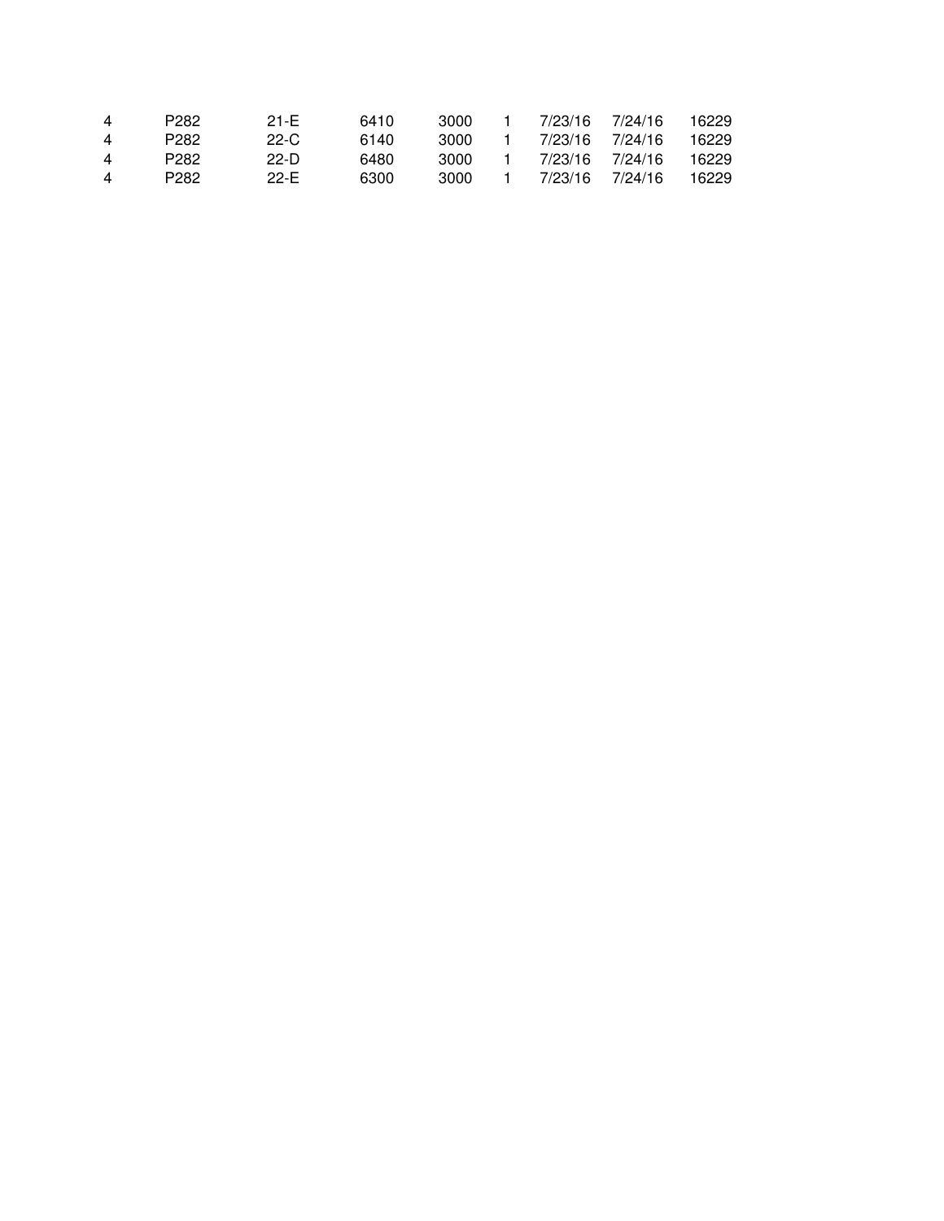| | | | | | | | | |
|---|---|---|---|---|---|---|---|---|
| 4 | P282 | 21-E | 6410 | 3000 | 1 | 7/23/16 | 7/24/16 | 16229 |
| 4 | P282 | 22-C | 6140 | 3000 | 1 | 7/23/16 | 7/24/16 | 16229 |
| 4 | P282 | 22-D | 6480 | 3000 | 1 | 7/23/16 | 7/24/16 | 16229 |
| 4 | P282 | 22-E | 6300 | 3000 | 1 | 7/23/16 | 7/24/16 | 16229 |